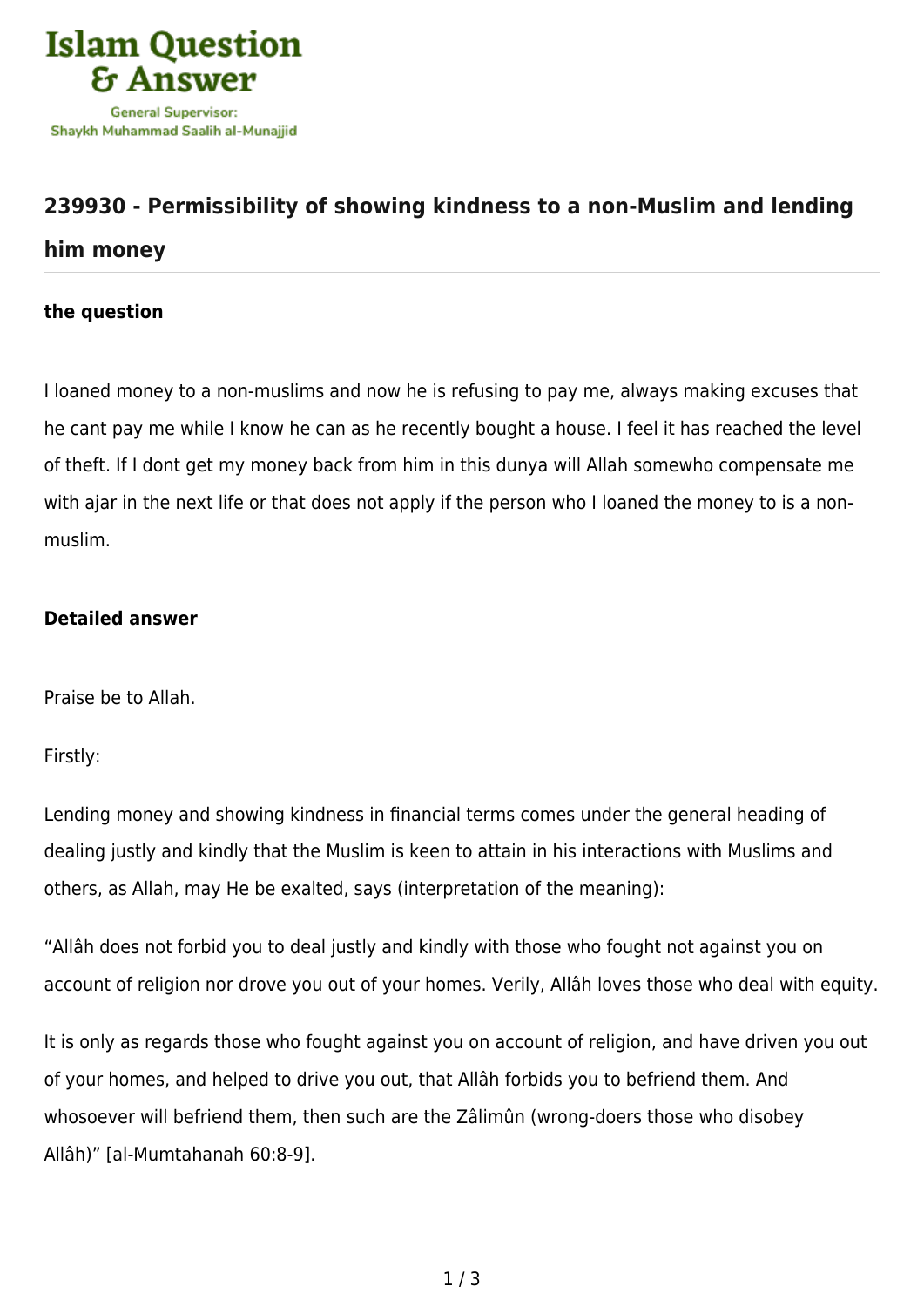Islam Question & Answer

General Supervisor:
Shaykh Muhammad Saalih al-Munajjid

## 239930 - Permissibility of showing kindness to a non-Muslim and lending him money

### the question

I loaned money to a non-muslims and now he is refusing to pay me, always making excuses that he cant pay me while I know he can as he recently bought a house. I feel it has reached the level of theft. If I dont get my money back from him in this dunya will Allah somewho compensate me with ajar in the next life or that does not apply if the person who I loaned the money to is a non-muslim.

### Detailed answer

Praise be to Allah.

Firstly:

Lending money and showing kindness in financial terms comes under the general heading of dealing justly and kindly that the Muslim is keen to attain in his interactions with Muslims and others, as Allah, may He be exalted, says (interpretation of the meaning):

“Allâh does not forbid you to deal justly and kindly with those who fought not against you on account of religion nor drove you out of your homes. Verily, Allâh loves those who deal with equity.

It is only as regards those who fought against you on account of religion, and have driven you out of your homes, and helped to drive you out, that Allâh forbids you to befriend them. And whosoever will befriend them, then such are the Zâlimûn (wrong-doers those who disobey Allâh)” [al-Mumtahanah 60:8-9].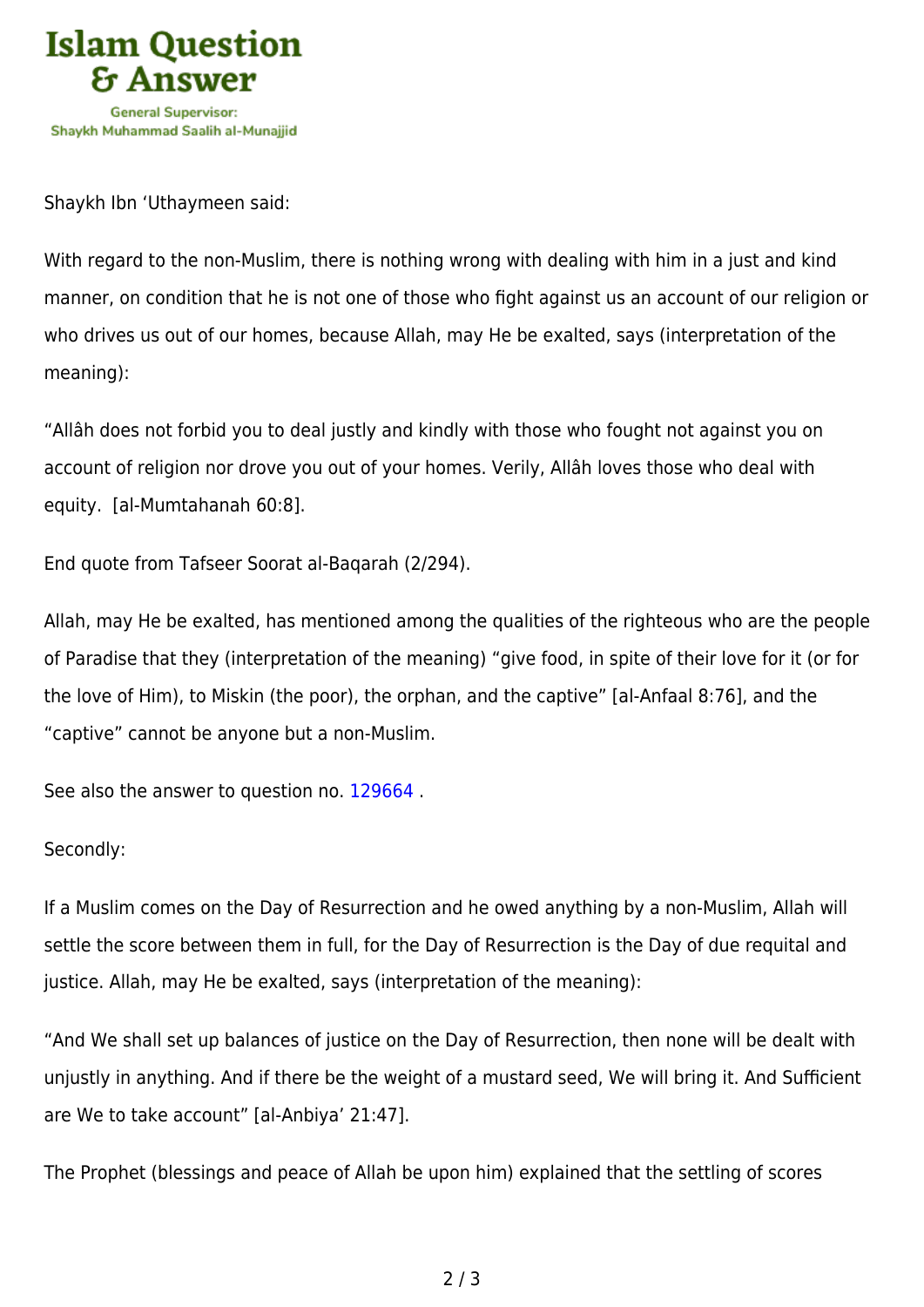Shaykh Ibn ‘Uthaymeen said:

With regard to the non-Muslim, there is nothing wrong with dealing with him in a just and kind manner, on condition that he is not one of those who fight against us an account of our religion or who drives us out of our homes, because Allah, may He be exalted, says (interpretation of the meaning):

“Allâh does not forbid you to deal justly and kindly with those who fought not against you on account of religion nor drove you out of your homes. Verily, Allâh loves those who deal with equity. [al-Mumtahanah 60:8].

End quote from Tafseer Soorat al-Baqarah (2/294).

Allah, may He be exalted, has mentioned among the qualities of the righteous who are the people of Paradise that they (interpretation of the meaning) “give food, in spite of their love for it (or for the love of Him), to Miskin (the poor), the orphan, and the captive” [al-Anfaal 8:76], and the “captive” cannot be anyone but a non-Muslim.

See also the answer to question no. 129664 .

Secondly:

If a Muslim comes on the Day of Resurrection and he owed anything by a non-Muslim, Allah will settle the score between them in full, for the Day of Resurrection is the Day of due requital and justice. Allah, may He be exalted, says (interpretation of the meaning):

“And We shall set up balances of justice on the Day of Resurrection, then none will be dealt with unjustly in anything. And if there be the weight of a mustard seed, We will bring it. And Sufficient are We to take account” [al-Anbiya’ 21:47].

The Prophet (blessings and peace of Allah be upon him) explained that the settling of scores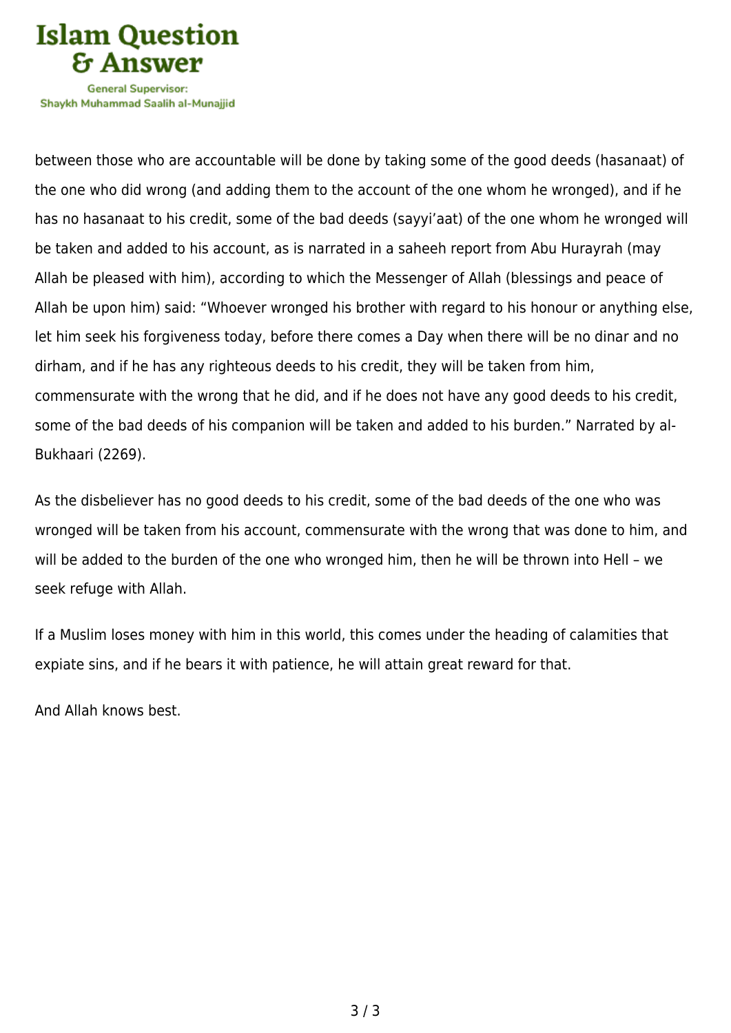between those who are accountable will be done by taking some of the good deeds (hasanaat) of the one who did wrong (and adding them to the account of the one whom he wronged), and if he has no hasanaat to his credit, some of the bad deeds (sayyi'aat) of the one whom he wronged will be taken and added to his account, as is narrated in a saheeh report from Abu Hurayrah (may Allah be pleased with him), according to which the Messenger of Allah (blessings and peace of Allah be upon him) said: "Whoever wronged his brother with regard to his honour or anything else, let him seek his forgiveness today, before there comes a Day when there will be no dinar and no dirham, and if he has any righteous deeds to his credit, they will be taken from him, commensurate with the wrong that he did, and if he does not have any good deeds to his credit, some of the bad deeds of his companion will be taken and added to his burden." Narrated by al-Bukhaari (2269).

As the disbeliever has no good deeds to his credit, some of the bad deeds of the one who was wronged will be taken from his account, commensurate with the wrong that was done to him, and will be added to the burden of the one who wronged him, then he will be thrown into Hell – we seek refuge with Allah.

If a Muslim loses money with him in this world, this comes under the heading of calamities that expiate sins, and if he bears it with patience, he will attain great reward for that.

And Allah knows best.